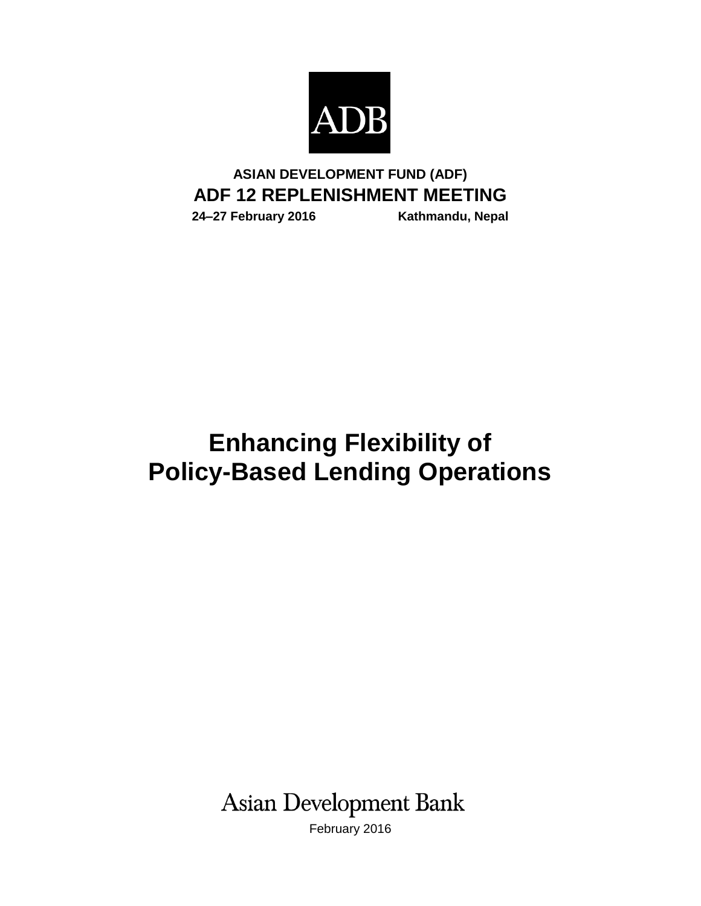ADB

**ASIAN DEVELOPMENT FUND (ADF)**

**ADF 12 REPLENISHMENT MEETING**

**24–27 February 2016 Kathmandu, Nepal**

# Enhancing Flexibility of Policy-Based Lending Operations

Asian Development Bank

February 2016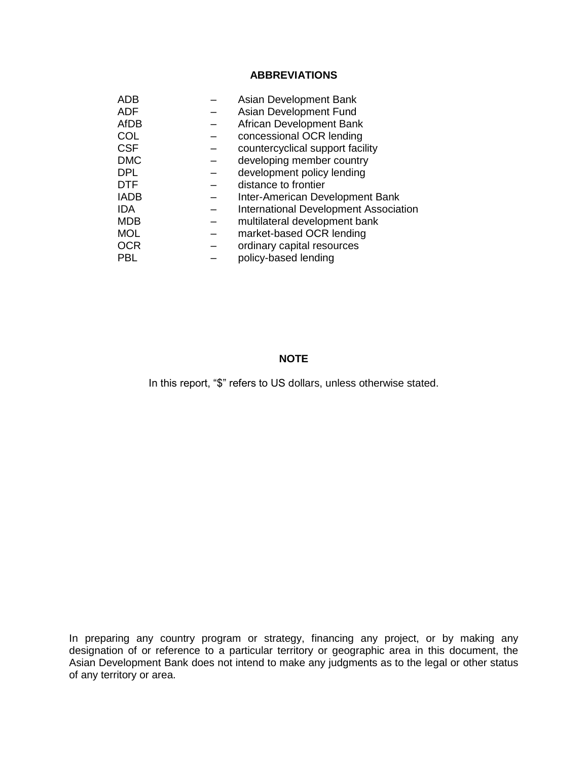## ABBREVIATIONS

| | | |
|---|---|---|
| ADB | – | Asian Development Bank |
| ADF | – | Asian Development Fund |
| AfDB | – | African Development Bank |
| COL | – | concessional OCR lending |
| CSF | – | countercyclical support facility |
| DMC | – | developing member country |
| DPL | – | development policy lending |
| DTF | – | distance to frontier |
| IADB | – | Inter-American Development Bank |
| IDA | – | International Development Association |
| MDB | – | multilateral development bank |
| MOL | – | market-based OCR lending |
| OCR | – | ordinary capital resources |
| PBL | – | policy-based lending |

## NOTE

In this report, "$" refers to US dollars, unless otherwise stated.

In preparing any country program or strategy, financing any project, or by making any designation of or reference to a particular territory or geographic area in this document, the Asian Development Bank does not intend to make any judgments as to the legal or other status of any territory or area.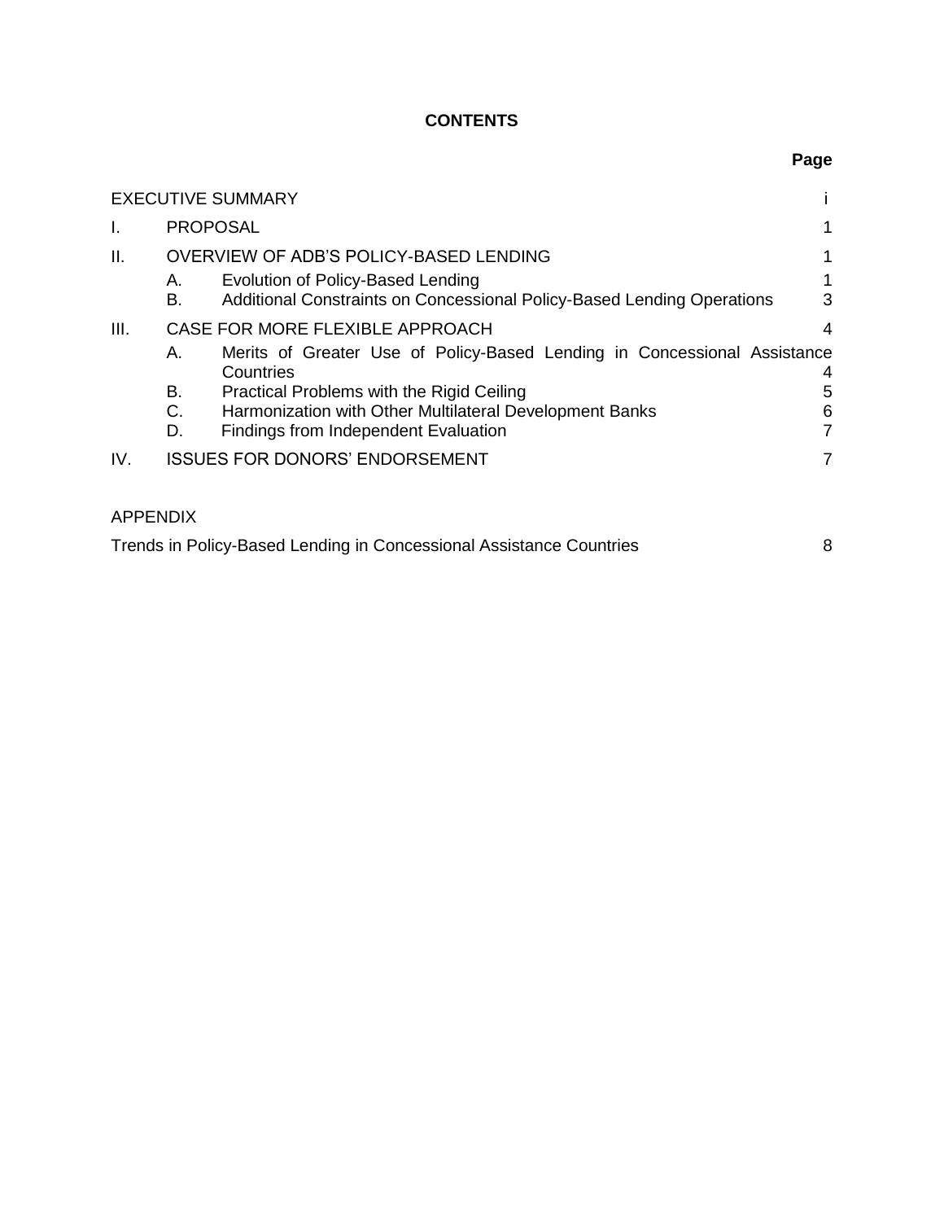# CONTENTS

| | | Page |
|---|---|---|
| EXECUTIVE SUMMARY | | i |
| I. | PROPOSAL | 1 |
| II. | OVERVIEW OF ADB'S POLICY-BASED LENDING | 1 |
| | A. Evolution of Policy-Based Lending | 1 |
| | B. Additional Constraints on Concessional Policy-Based Lending Operations | 3 |
| III. | CASE FOR MORE FLEXIBLE APPROACH | 4 |
| | A. Merits of Greater Use of Policy-Based Lending in Concessional Assistance Countries | 4 |
| | B. Practical Problems with the Rigid Ceiling | 5 |
| | C. Harmonization with Other Multilateral Development Banks | 6 |
| | D. Findings from Independent Evaluation | 7 |
| IV. | ISSUES FOR DONORS' ENDORSEMENT | 7 |

APPENDIX

| | |
|---|---|
| Trends in Policy-Based Lending in Concessional Assistance Countries | 8 |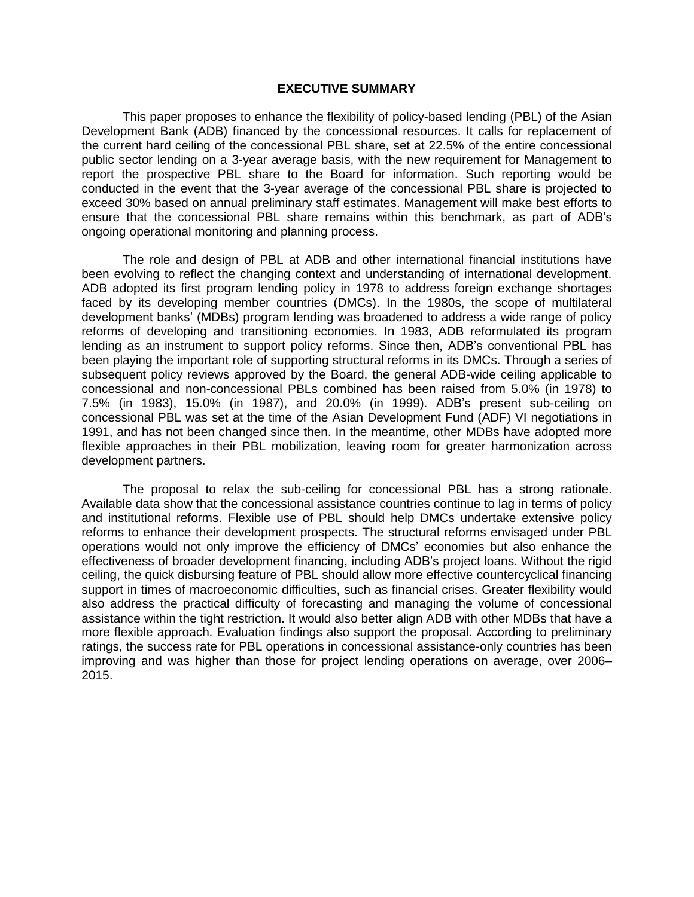## EXECUTIVE SUMMARY

This paper proposes to enhance the flexibility of policy-based lending (PBL) of the Asian Development Bank (ADB) financed by the concessional resources. It calls for replacement of the current hard ceiling of the concessional PBL share, set at 22.5% of the entire concessional public sector lending on a 3-year average basis, with the new requirement for Management to report the prospective PBL share to the Board for information. Such reporting would be conducted in the event that the 3-year average of the concessional PBL share is projected to exceed 30% based on annual preliminary staff estimates. Management will make best efforts to ensure that the concessional PBL share remains within this benchmark, as part of ADB's ongoing operational monitoring and planning process.

The role and design of PBL at ADB and other international financial institutions have been evolving to reflect the changing context and understanding of international development. ADB adopted its first program lending policy in 1978 to address foreign exchange shortages faced by its developing member countries (DMCs). In the 1980s, the scope of multilateral development banks' (MDBs) program lending was broadened to address a wide range of policy reforms of developing and transitioning economies. In 1983, ADB reformulated its program lending as an instrument to support policy reforms. Since then, ADB's conventional PBL has been playing the important role of supporting structural reforms in its DMCs. Through a series of subsequent policy reviews approved by the Board, the general ADB-wide ceiling applicable to concessional and non-concessional PBLs combined has been raised from 5.0% (in 1978) to 7.5% (in 1983), 15.0% (in 1987), and 20.0% (in 1999). ADB's present sub-ceiling on concessional PBL was set at the time of the Asian Development Fund (ADF) VI negotiations in 1991, and has not been changed since then. In the meantime, other MDBs have adopted more flexible approaches in their PBL mobilization, leaving room for greater harmonization across development partners.

The proposal to relax the sub-ceiling for concessional PBL has a strong rationale. Available data show that the concessional assistance countries continue to lag in terms of policy and institutional reforms. Flexible use of PBL should help DMCs undertake extensive policy reforms to enhance their development prospects. The structural reforms envisaged under PBL operations would not only improve the efficiency of DMCs' economies but also enhance the effectiveness of broader development financing, including ADB's project loans. Without the rigid ceiling, the quick disbursing feature of PBL should allow more effective countercyclical financing support in times of macroeconomic difficulties, such as financial crises. Greater flexibility would also address the practical difficulty of forecasting and managing the volume of concessional assistance within the tight restriction. It would also better align ADB with other MDBs that have a more flexible approach. Evaluation findings also support the proposal. According to preliminary ratings, the success rate for PBL operations in concessional assistance-only countries has been improving and was higher than those for project lending operations on average, over 2006–2015.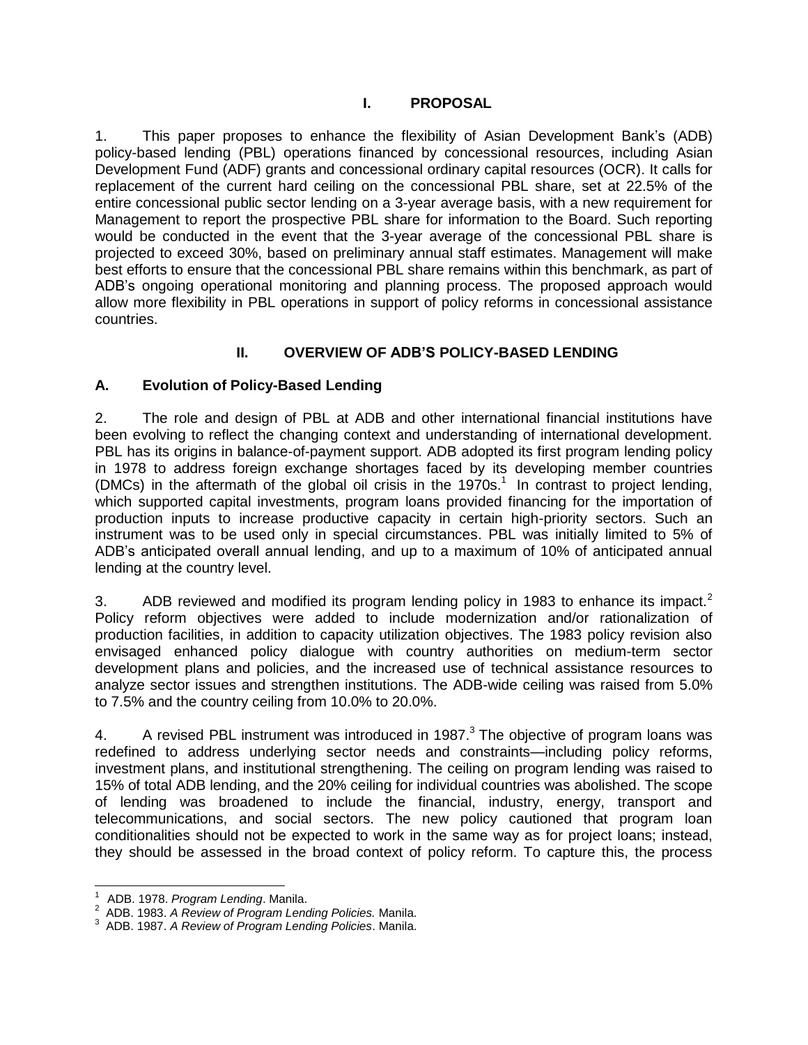# I. PROPOSAL

1. This paper proposes to enhance the flexibility of Asian Development Bank's (ADB) policy-based lending (PBL) operations financed by concessional resources, including Asian Development Fund (ADF) grants and concessional ordinary capital resources (OCR). It calls for replacement of the current hard ceiling on the concessional PBL share, set at 22.5% of the entire concessional public sector lending on a 3-year average basis, with a new requirement for Management to report the prospective PBL share for information to the Board. Such reporting would be conducted in the event that the 3-year average of the concessional PBL share is projected to exceed 30%, based on preliminary annual staff estimates. Management will make best efforts to ensure that the concessional PBL share remains within this benchmark, as part of ADB's ongoing operational monitoring and planning process. The proposed approach would allow more flexibility in PBL operations in support of policy reforms in concessional assistance countries.

# II. OVERVIEW OF ADB'S POLICY-BASED LENDING

## A. Evolution of Policy-Based Lending

2. The role and design of PBL at ADB and other international financial institutions have been evolving to reflect the changing context and understanding of international development. PBL has its origins in balance-of-payment support. ADB adopted its first program lending policy in 1978 to address foreign exchange shortages faced by its developing member countries (DMCs) in the aftermath of the global oil crisis in the 1970s.[1] In contrast to project lending, which supported capital investments, program loans provided financing for the importation of production inputs to increase productive capacity in certain high-priority sectors. Such an instrument was to be used only in special circumstances. PBL was initially limited to 5% of ADB's anticipated overall annual lending, and up to a maximum of 10% of anticipated annual lending at the country level.

3. ADB reviewed and modified its program lending policy in 1983 to enhance its impact.[2] Policy reform objectives were added to include modernization and/or rationalization of production facilities, in addition to capacity utilization objectives. The 1983 policy revision also envisaged enhanced policy dialogue with country authorities on medium-term sector development plans and policies, and the increased use of technical assistance resources to analyze sector issues and strengthen institutions. The ADB-wide ceiling was raised from 5.0% to 7.5% and the country ceiling from 10.0% to 20.0%.

4. A revised PBL instrument was introduced in 1987.[3] The objective of program loans was redefined to address underlying sector needs and constraints—including policy reforms, investment plans, and institutional strengthening. The ceiling on program lending was raised to 15% of total ADB lending, and the 20% ceiling for individual countries was abolished. The scope of lending was broadened to include the financial, industry, energy, transport and telecommunications, and social sectors. The new policy cautioned that program loan conditionalities should not be expected to work in the same way as for project loans; instead, they should be assessed in the broad context of policy reform. To capture this, the process

---

[1] ADB. 1978. *Program Lending*. Manila.

[2] ADB. 1983. *A Review of Program Lending Policies.* Manila.

[3] ADB. 1987. *A Review of Program Lending Policies*. Manila.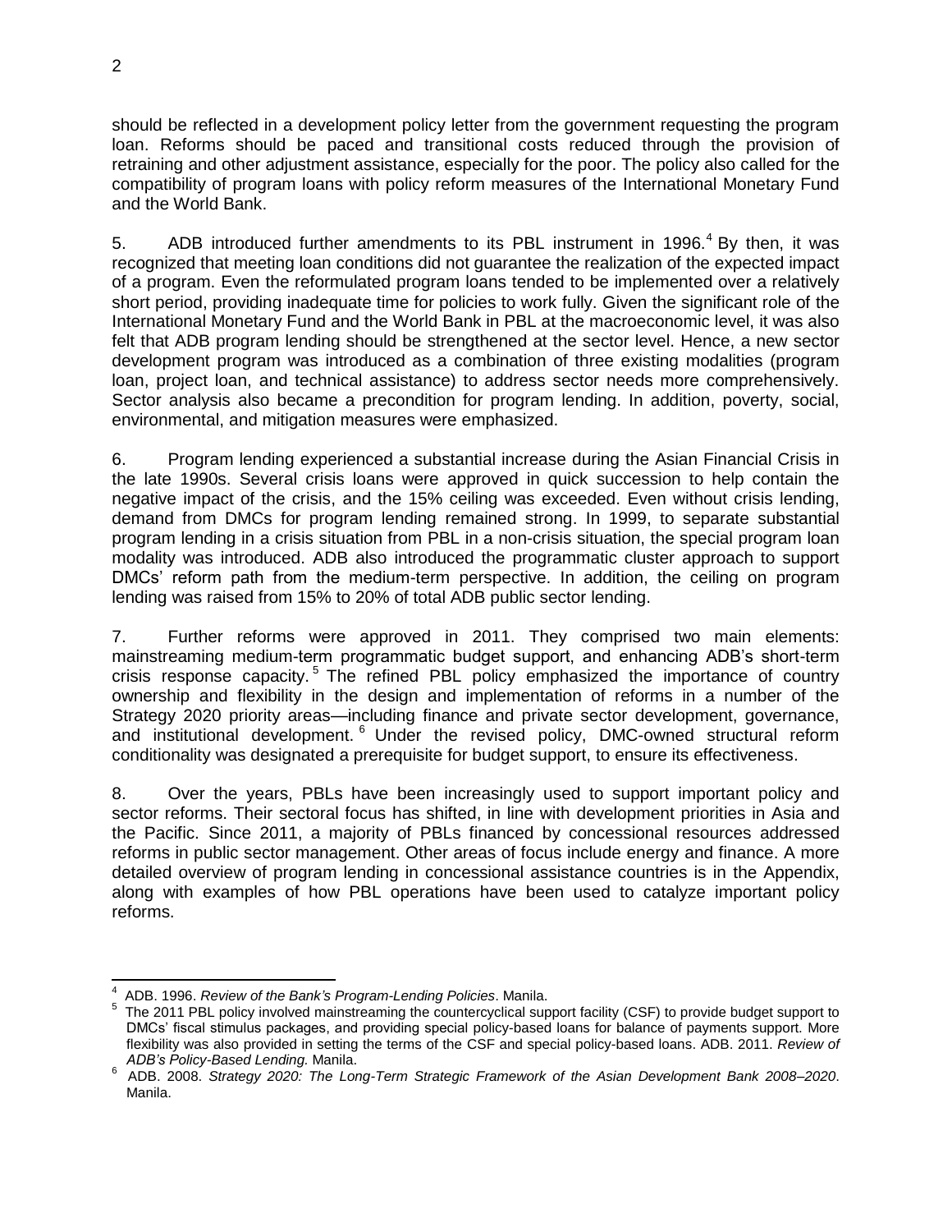should be reflected in a development policy letter from the government requesting the program loan. Reforms should be paced and transitional costs reduced through the provision of retraining and other adjustment assistance, especially for the poor. The policy also called for the compatibility of program loans with policy reform measures of the International Monetary Fund and the World Bank.

5. ADB introduced further amendments to its PBL instrument in 1996.[4] By then, it was recognized that meeting loan conditions did not guarantee the realization of the expected impact of a program. Even the reformulated program loans tended to be implemented over a relatively short period, providing inadequate time for policies to work fully. Given the significant role of the International Monetary Fund and the World Bank in PBL at the macroeconomic level, it was also felt that ADB program lending should be strengthened at the sector level. Hence, a new sector development program was introduced as a combination of three existing modalities (program loan, project loan, and technical assistance) to address sector needs more comprehensively. Sector analysis also became a precondition for program lending. In addition, poverty, social, environmental, and mitigation measures were emphasized.

6. Program lending experienced a substantial increase during the Asian Financial Crisis in the late 1990s. Several crisis loans were approved in quick succession to help contain the negative impact of the crisis, and the 15% ceiling was exceeded. Even without crisis lending, demand from DMCs for program lending remained strong. In 1999, to separate substantial program lending in a crisis situation from PBL in a non-crisis situation, the special program loan modality was introduced. ADB also introduced the programmatic cluster approach to support DMCs' reform path from the medium-term perspective. In addition, the ceiling on program lending was raised from 15% to 20% of total ADB public sector lending.

7. Further reforms were approved in 2011. They comprised two main elements: mainstreaming medium-term programmatic budget support, and enhancing ADB's short-term crisis response capacity.[5] The refined PBL policy emphasized the importance of country ownership and flexibility in the design and implementation of reforms in a number of the Strategy 2020 priority areas—including finance and private sector development, governance, and institutional development.[6] Under the revised policy, DMC-owned structural reform conditionality was designated a prerequisite for budget support, to ensure its effectiveness.

8. Over the years, PBLs have been increasingly used to support important policy and sector reforms. Their sectoral focus has shifted, in line with development priorities in Asia and the Pacific. Since 2011, a majority of PBLs financed by concessional resources addressed reforms in public sector management. Other areas of focus include energy and finance. A more detailed overview of program lending in concessional assistance countries is in the Appendix, along with examples of how PBL operations have been used to catalyze important policy reforms.

---

[4] ADB. 1996. *Review of the Bank's Program-Lending Policies*. Manila.

[5] The 2011 PBL policy involved mainstreaming the countercyclical support facility (CSF) to provide budget support to DMCs' fiscal stimulus packages, and providing special policy-based loans for balance of payments support. More flexibility was also provided in setting the terms of the CSF and special policy-based loans. ADB. 2011. *Review of ADB's Policy-Based Lending.* Manila.

[6] ADB. 2008. *Strategy 2020: The Long-Term Strategic Framework of the Asian Development Bank 2008–2020*. Manila.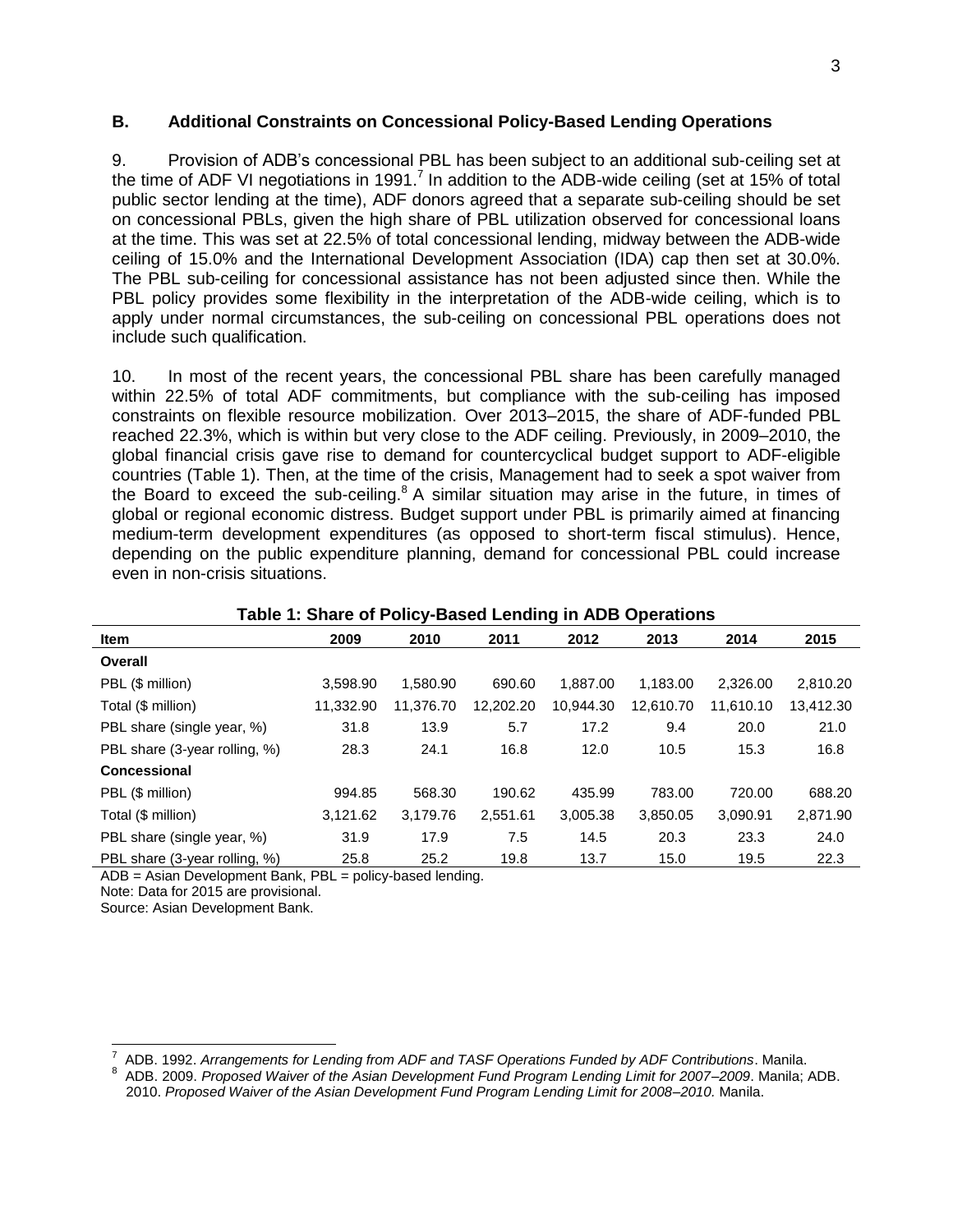### B. Additional Constraints on Concessional Policy-Based Lending Operations

9. Provision of ADB's concessional PBL has been subject to an additional sub-ceiling set at the time of ADF VI negotiations in 1991.[7] In addition to the ADB-wide ceiling (set at 15% of total public sector lending at the time), ADF donors agreed that a separate sub-ceiling should be set on concessional PBLs, given the high share of PBL utilization observed for concessional loans at the time. This was set at 22.5% of total concessional lending, midway between the ADB-wide ceiling of 15.0% and the International Development Association (IDA) cap then set at 30.0%. The PBL sub-ceiling for concessional assistance has not been adjusted since then. While the PBL policy provides some flexibility in the interpretation of the ADB-wide ceiling, which is to apply under normal circumstances, the sub-ceiling on concessional PBL operations does not include such qualification.

10. In most of the recent years, the concessional PBL share has been carefully managed within 22.5% of total ADF commitments, but compliance with the sub-ceiling has imposed constraints on flexible resource mobilization. Over 2013–2015, the share of ADF-funded PBL reached 22.3%, which is within but very close to the ADF ceiling. Previously, in 2009–2010, the global financial crisis gave rise to demand for countercyclical budget support to ADF-eligible countries (Table 1). Then, at the time of the crisis, Management had to seek a spot waiver from the Board to exceed the sub-ceiling.[8] A similar situation may arise in the future, in times of global or regional economic distress. Budget support under PBL is primarily aimed at financing medium-term development expenditures (as opposed to short-term fiscal stimulus). Hence, depending on the public expenditure planning, demand for concessional PBL could increase even in non-crisis situations.

**Table 1: Share of Policy-Based Lending in ADB Operations**

| Item | 2009 | 2010 | 2011 | 2012 | 2013 | 2014 | 2015 |
|---|---|---|---|---|---|---|---|
| **Overall** | | | | | | | |
| PBL ($ million) | 3,598.90 | 1,580.90 | 690.60 | 1,887.00 | 1,183.00 | 2,326.00 | 2,810.20 |
| Total ($ million) | 11,332.90 | 11,376.70 | 12,202.20 | 10,944.30 | 12,610.70 | 11,610.10 | 13,412.30 |
| PBL share (single year, %) | 31.8 | 13.9 | 5.7 | 17.2 | 9.4 | 20.0 | 21.0 |
| PBL share (3-year rolling, %) | 28.3 | 24.1 | 16.8 | 12.0 | 10.5 | 15.3 | 16.8 |
| **Concessional** | | | | | | | |
| PBL ($ million) | 994.85 | 568.30 | 190.62 | 435.99 | 783.00 | 720.00 | 688.20 |
| Total ($ million) | 3,121.62 | 3,179.76 | 2,551.61 | 3,005.38 | 3,850.05 | 3,090.91 | 2,871.90 |
| PBL share (single year, %) | 31.9 | 17.9 | 7.5 | 14.5 | 20.3 | 23.3 | 24.0 |
| PBL share (3-year rolling, %) | 25.8 | 25.2 | 19.8 | 13.7 | 15.0 | 19.5 | 22.3 |

ADB = Asian Development Bank, PBL = policy-based lending.
Note: Data for 2015 are provisional.
Source: Asian Development Bank.

---

[7] ADB. 1992. *Arrangements for Lending from ADF and TASF Operations Funded by ADF Contributions*. Manila.

[8] ADB. 2009. *Proposed Waiver of the Asian Development Fund Program Lending Limit for 2007–2009*. Manila; ADB. 2010. *Proposed Waiver of the Asian Development Fund Program Lending Limit for 2008–2010.* Manila.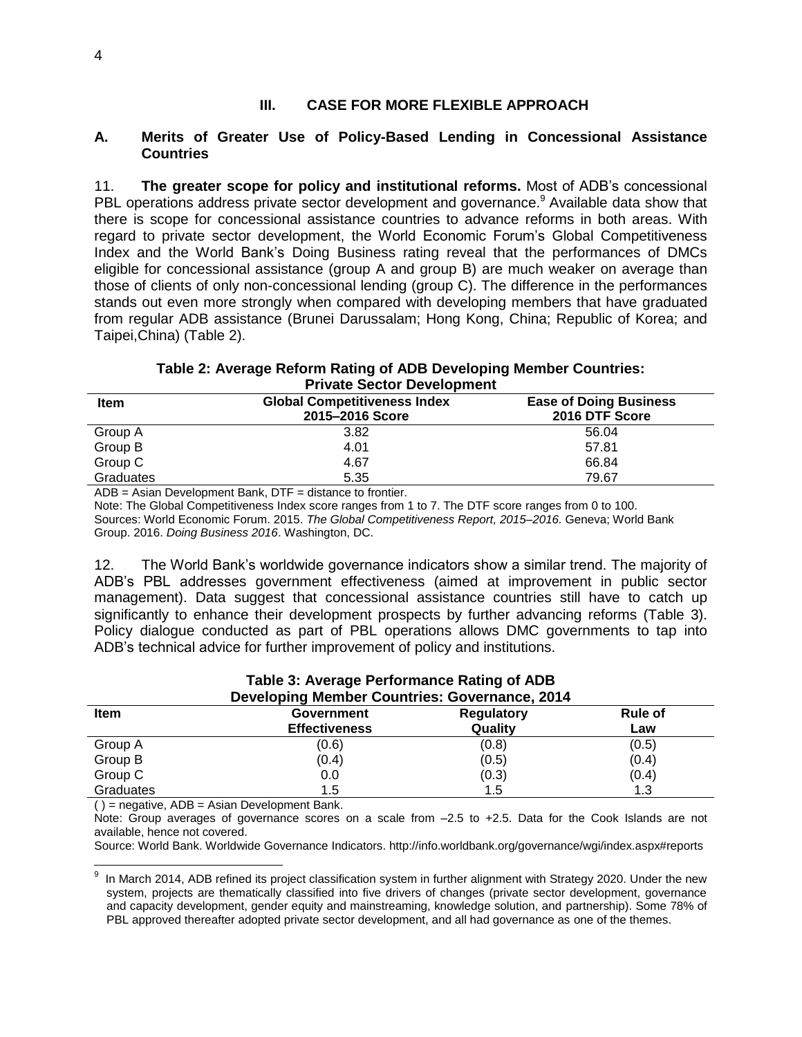## III. CASE FOR MORE FLEXIBLE APPROACH

### A. Merits of Greater Use of Policy-Based Lending in Concessional Assistance Countries

11. **The greater scope for policy and institutional reforms.** Most of ADB's concessional PBL operations address private sector development and governance.[9] Available data show that there is scope for concessional assistance countries to advance reforms in both areas. With regard to private sector development, the World Economic Forum's Global Competitiveness Index and the World Bank's Doing Business rating reveal that the performances of DMCs eligible for concessional assistance (group A and group B) are much weaker on average than those of clients of only non-concessional lending (group C). The difference in the performances stands out even more strongly when compared with developing members that have graduated from regular ADB assistance (Brunei Darussalam; Hong Kong, China; Republic of Korea; and Taipei,China) (Table 2).

**Table 2: Average Reform Rating of ADB Developing Member Countries: Private Sector Development**

| Item | Global Competitiveness Index 2015–2016 Score | Ease of Doing Business 2016 DTF Score |
|---|---|---|
| Group A | 3.82 | 56.04 |
| Group B | 4.01 | 57.81 |
| Group C | 4.67 | 66.84 |
| Graduates | 5.35 | 79.67 |

ADB = Asian Development Bank, DTF = distance to frontier.

Note: The Global Competitiveness Index score ranges from 1 to 7. The DTF score ranges from 0 to 100.

Sources: World Economic Forum. 2015. *The Global Competitiveness Report, 2015–2016.* Geneva; World Bank Group. 2016. *Doing Business 2016*. Washington, DC.

12. The World Bank's worldwide governance indicators show a similar trend. The majority of ADB's PBL addresses government effectiveness (aimed at improvement in public sector management). Data suggest that concessional assistance countries still have to catch up significantly to enhance their development prospects by further advancing reforms (Table 3). Policy dialogue conducted as part of PBL operations allows DMC governments to tap into ADB's technical advice for further improvement of policy and institutions.

**Table 3: Average Performance Rating of ADB Developing Member Countries: Governance, 2014**

| Item | Government Effectiveness | Regulatory Quality | Rule of Law |
|---|---|---|---|
| Group A | (0.6) | (0.8) | (0.5) |
| Group B | (0.4) | (0.5) | (0.4) |
| Group C | 0.0 | (0.3) | (0.4) |
| Graduates | 1.5 | 1.5 | 1.3 |

( ) = negative, ADB = Asian Development Bank.

Note: Group averages of governance scores on a scale from –2.5 to +2.5. Data for the Cook Islands are not available, hence not covered.

Source: World Bank. Worldwide Governance Indicators. http://info.worldbank.org/governance/wgi/index.aspx#reports

---

[9] In March 2014, ADB refined its project classification system in further alignment with Strategy 2020. Under the new system, projects are thematically classified into five drivers of changes (private sector development, governance and capacity development, gender equity and mainstreaming, knowledge solution, and partnership). Some 78% of PBL approved thereafter adopted private sector development, and all had governance as one of the themes.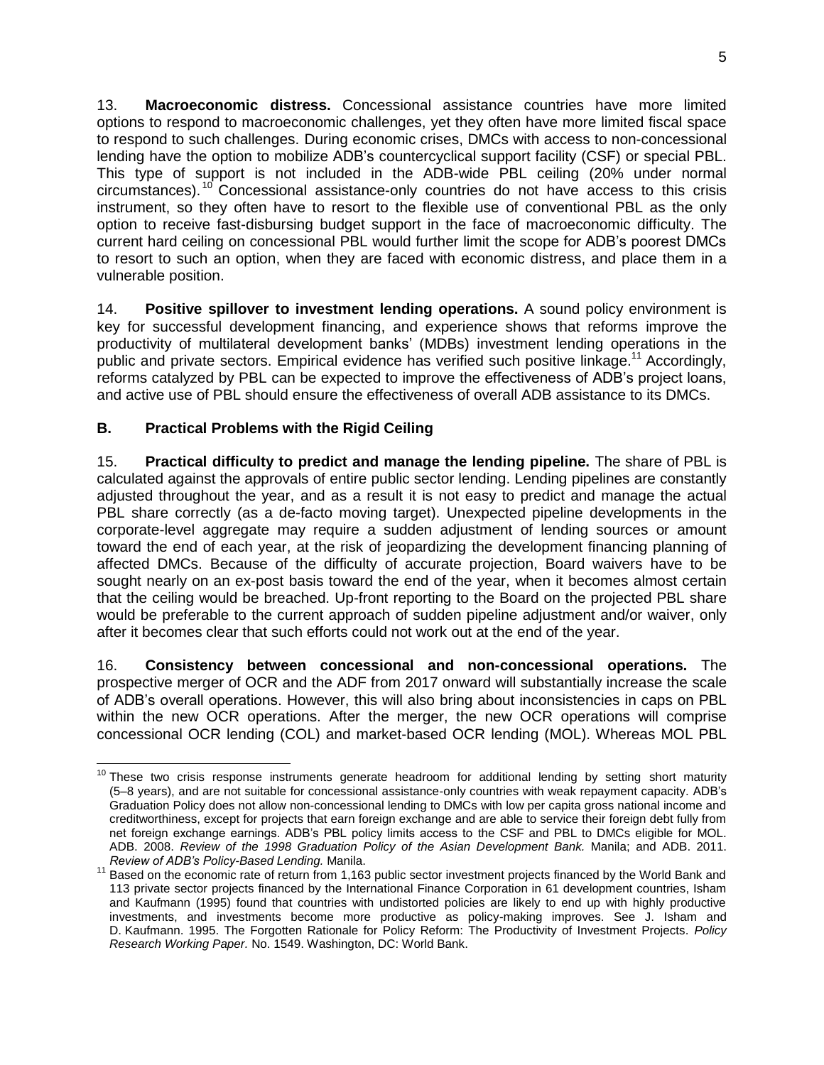13. **Macroeconomic distress.** Concessional assistance countries have more limited options to respond to macroeconomic challenges, yet they often have more limited fiscal space to respond to such challenges. During economic crises, DMCs with access to non-concessional lending have the option to mobilize ADB's countercyclical support facility (CSF) or special PBL. This type of support is not included in the ADB-wide PBL ceiling (20% under normal circumstances).[10] Concessional assistance-only countries do not have access to this crisis instrument, so they often have to resort to the flexible use of conventional PBL as the only option to receive fast-disbursing budget support in the face of macroeconomic difficulty. The current hard ceiling on concessional PBL would further limit the scope for ADB's poorest DMCs to resort to such an option, when they are faced with economic distress, and place them in a vulnerable position.

14. **Positive spillover to investment lending operations.** A sound policy environment is key for successful development financing, and experience shows that reforms improve the productivity of multilateral development banks' (MDBs) investment lending operations in the public and private sectors. Empirical evidence has verified such positive linkage.[11] Accordingly, reforms catalyzed by PBL can be expected to improve the effectiveness of ADB's project loans, and active use of PBL should ensure the effectiveness of overall ADB assistance to its DMCs.

## B. Practical Problems with the Rigid Ceiling

15. **Practical difficulty to predict and manage the lending pipeline.** The share of PBL is calculated against the approvals of entire public sector lending. Lending pipelines are constantly adjusted throughout the year, and as a result it is not easy to predict and manage the actual PBL share correctly (as a de-facto moving target). Unexpected pipeline developments in the corporate-level aggregate may require a sudden adjustment of lending sources or amount toward the end of each year, at the risk of jeopardizing the development financing planning of affected DMCs. Because of the difficulty of accurate projection, Board waivers have to be sought nearly on an ex-post basis toward the end of the year, when it becomes almost certain that the ceiling would be breached. Up-front reporting to the Board on the projected PBL share would be preferable to the current approach of sudden pipeline adjustment and/or waiver, only after it becomes clear that such efforts could not work out at the end of the year.

16. **Consistency between concessional and non-concessional operations.** The prospective merger of OCR and the ADF from 2017 onward will substantially increase the scale of ADB's overall operations. However, this will also bring about inconsistencies in caps on PBL within the new OCR operations. After the merger, the new OCR operations will comprise concessional OCR lending (COL) and market-based OCR lending (MOL). Whereas MOL PBL

---

[10] These two crisis response instruments generate headroom for additional lending by setting short maturity (5–8 years), and are not suitable for concessional assistance-only countries with weak repayment capacity. ADB's Graduation Policy does not allow non-concessional lending to DMCs with low per capita gross national income and creditworthiness, except for projects that earn foreign exchange and are able to service their foreign debt fully from net foreign exchange earnings. ADB's PBL policy limits access to the CSF and PBL to DMCs eligible for MOL. ADB. 2008. *Review of the 1998 Graduation Policy of the Asian Development Bank.* Manila; and ADB. 2011. *Review of ADB's Policy-Based Lending.* Manila.

[11] Based on the economic rate of return from 1,163 public sector investment projects financed by the World Bank and 113 private sector projects financed by the International Finance Corporation in 61 development countries, Isham and Kaufmann (1995) found that countries with undistorted policies are likely to end up with highly productive investments, and investments become more productive as policy-making improves. See J. Isham and D. Kaufmann. 1995. The Forgotten Rationale for Policy Reform: The Productivity of Investment Projects. *Policy Research Working Paper.* No. 1549. Washington, DC: World Bank.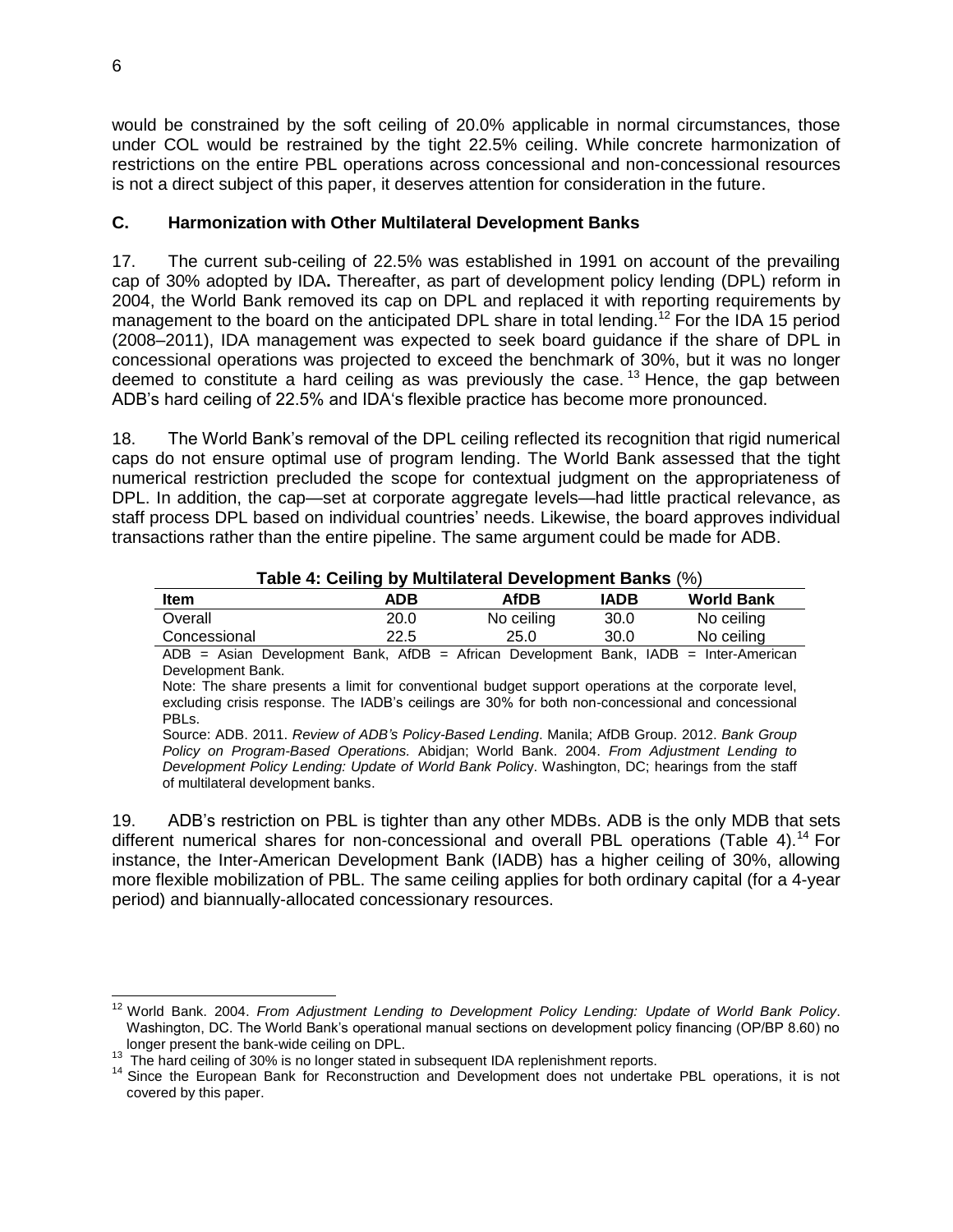would be constrained by the soft ceiling of 20.0% applicable in normal circumstances, those under COL would be restrained by the tight 22.5% ceiling. While concrete harmonization of restrictions on the entire PBL operations across concessional and non-concessional resources is not a direct subject of this paper, it deserves attention for consideration in the future.

### C. Harmonization with Other Multilateral Development Banks

17. The current sub-ceiling of 22.5% was established in 1991 on account of the prevailing cap of 30% adopted by IDA**.** Thereafter, as part of development policy lending (DPL) reform in 2004, the World Bank removed its cap on DPL and replaced it with reporting requirements by management to the board on the anticipated DPL share in total lending.[12] For the IDA 15 period (2008–2011), IDA management was expected to seek board guidance if the share of DPL in concessional operations was projected to exceed the benchmark of 30%, but it was no longer deemed to constitute a hard ceiling as was previously the case.[13] Hence, the gap between ADB's hard ceiling of 22.5% and IDA's flexible practice has become more pronounced.

18. The World Bank's removal of the DPL ceiling reflected its recognition that rigid numerical caps do not ensure optimal use of program lending. The World Bank assessed that the tight numerical restriction precluded the scope for contextual judgment on the appropriateness of DPL. In addition, the cap—set at corporate aggregate levels—had little practical relevance, as staff process DPL based on individual countries' needs. Likewise, the board approves individual transactions rather than the entire pipeline. The same argument could be made for ADB.

**Table 4: Ceiling by Multilateral Development Banks** (%)

| Item | ADB | AfDB | IADB | World Bank |
|---|---|---|---|---|
| Overall | 20.0 | No ceiling | 30.0 | No ceiling |
| Concessional | 22.5 | 25.0 | 30.0 | No ceiling |

ADB = Asian Development Bank, AfDB = African Development Bank, IADB = Inter-American Development Bank.

Note: The share presents a limit for conventional budget support operations at the corporate level, excluding crisis response. The IADB's ceilings are 30% for both non-concessional and concessional PBLs.

Source: ADB. 2011. *Review of ADB's Policy-Based Lending*. Manila; AfDB Group. 2012. *Bank Group Policy on Program-Based Operations.* Abidjan; World Bank. 2004. *From Adjustment Lending to Development Policy Lending: Update of World Bank Policy*. Washington, DC; hearings from the staff of multilateral development banks.

19. ADB's restriction on PBL is tighter than any other MDBs. ADB is the only MDB that sets different numerical shares for non-concessional and overall PBL operations (Table 4).[14] For instance, the Inter-American Development Bank (IADB) has a higher ceiling of 30%, allowing more flexible mobilization of PBL. The same ceiling applies for both ordinary capital (for a 4-year period) and biannually-allocated concessionary resources.

---

[12] World Bank. 2004. *From Adjustment Lending to Development Policy Lending: Update of World Bank Policy*. Washington, DC. The World Bank's operational manual sections on development policy financing (OP/BP 8.60) no longer present the bank-wide ceiling on DPL.

[13] The hard ceiling of 30% is no longer stated in subsequent IDA replenishment reports.

[14] Since the European Bank for Reconstruction and Development does not undertake PBL operations, it is not covered by this paper.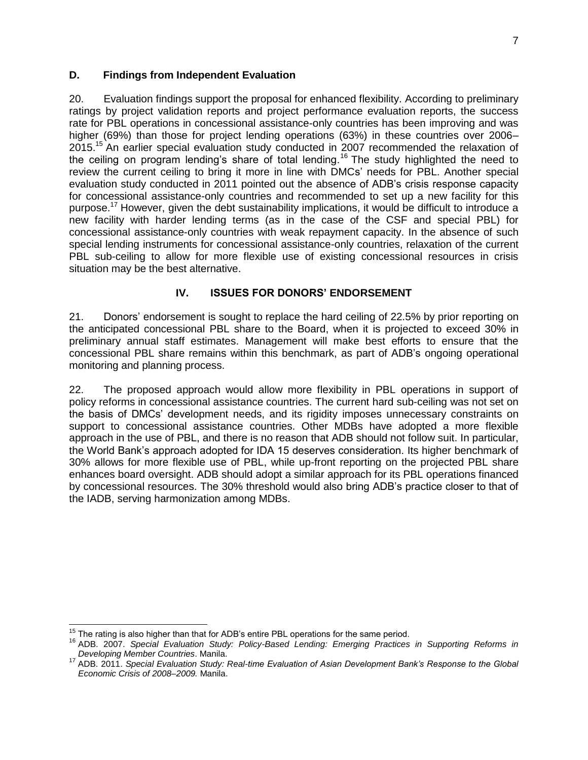### D. Findings from Independent Evaluation

20. Evaluation findings support the proposal for enhanced flexibility. According to preliminary ratings by project validation reports and project performance evaluation reports, the success rate for PBL operations in concessional assistance-only countries has been improving and was higher (69%) than those for project lending operations (63%) in these countries over 2006–2015.[15] An earlier special evaluation study conducted in 2007 recommended the relaxation of the ceiling on program lending's share of total lending.[16] The study highlighted the need to review the current ceiling to bring it more in line with DMCs' needs for PBL. Another special evaluation study conducted in 2011 pointed out the absence of ADB's crisis response capacity for concessional assistance-only countries and recommended to set up a new facility for this purpose.[17] However, given the debt sustainability implications, it would be difficult to introduce a new facility with harder lending terms (as in the case of the CSF and special PBL) for concessional assistance-only countries with weak repayment capacity. In the absence of such special lending instruments for concessional assistance-only countries, relaxation of the current PBL sub-ceiling to allow for more flexible use of existing concessional resources in crisis situation may be the best alternative.

## IV. ISSUES FOR DONORS' ENDORSEMENT

21. Donors' endorsement is sought to replace the hard ceiling of 22.5% by prior reporting on the anticipated concessional PBL share to the Board, when it is projected to exceed 30% in preliminary annual staff estimates. Management will make best efforts to ensure that the concessional PBL share remains within this benchmark, as part of ADB's ongoing operational monitoring and planning process.

22. The proposed approach would allow more flexibility in PBL operations in support of policy reforms in concessional assistance countries. The current hard sub-ceiling was not set on the basis of DMCs' development needs, and its rigidity imposes unnecessary constraints on support to concessional assistance countries. Other MDBs have adopted a more flexible approach in the use of PBL, and there is no reason that ADB should not follow suit. In particular, the World Bank's approach adopted for IDA 15 deserves consideration. Its higher benchmark of 30% allows for more flexible use of PBL, while up-front reporting on the projected PBL share enhances board oversight. ADB should adopt a similar approach for its PBL operations financed by concessional resources. The 30% threshold would also bring ADB's practice closer to that of the IADB, serving harmonization among MDBs.

---

[15] The rating is also higher than that for ADB's entire PBL operations for the same period.

[16] ADB. 2007. *Special Evaluation Study: Policy-Based Lending: Emerging Practices in Supporting Reforms in Developing Member Countries*. Manila.

[17] ADB. 2011. *Special Evaluation Study: Real-time Evaluation of Asian Development Bank's Response to the Global Economic Crisis of 2008–2009.* Manila.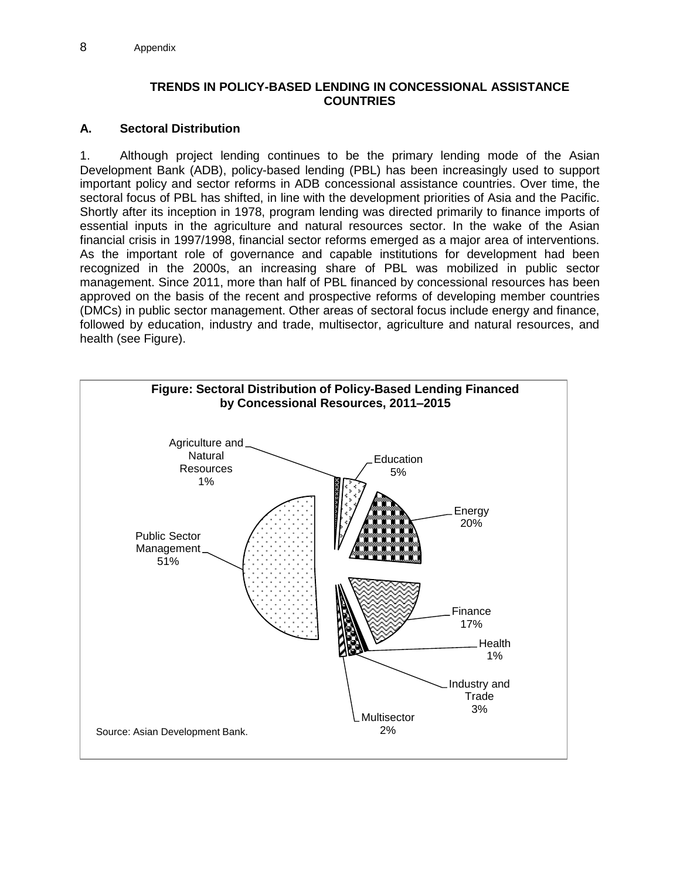## TRENDS IN POLICY-BASED LENDING IN CONCESSIONAL ASSISTANCE COUNTRIES

### A. Sectoral Distribution

1. Although project lending continues to be the primary lending mode of the Asian Development Bank (ADB), policy-based lending (PBL) has been increasingly used to support important policy and sector reforms in ADB concessional assistance countries. Over time, the sectoral focus of PBL has shifted, in line with the development priorities of Asia and the Pacific. Shortly after its inception in 1978, program lending was directed primarily to finance imports of essential inputs in the agriculture and natural resources sector. In the wake of the Asian financial crisis in 1997/1998, financial sector reforms emerged as a major area of interventions. As the important role of governance and capable institutions for development had been recognized in the 2000s, an increasing share of PBL was mobilized in public sector management. Since 2011, more than half of PBL financed by concessional resources has been approved on the basis of the recent and prospective reforms of developing member countries (DMCs) in public sector management. Other areas of sectoral focus include energy and finance, followed by education, industry and trade, multisector, agriculture and natural resources, and health (see Figure).

**Figure: Sectoral Distribution of Policy-Based Lending Financed by Concessional Resources, 2011–2015**

| Sector | Share |
|---|---|
| Agriculture and Natural Resources | 1% |
| Education | 5% |
| Energy | 20% |
| Finance | 17% |
| Health | 1% |
| Industry and Trade | 3% |
| Multisector | 2% |
| Public Sector Management | 51% |

Source: Asian Development Bank.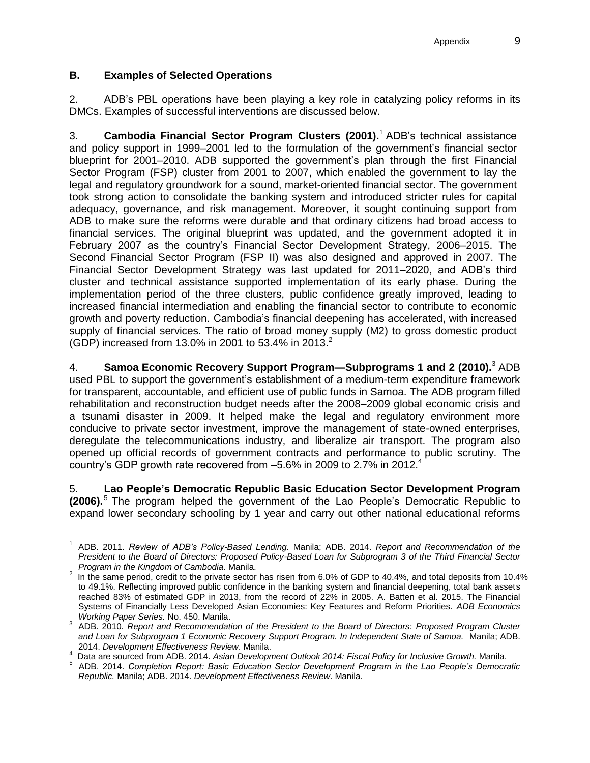### B. Examples of Selected Operations

2. ADB's PBL operations have been playing a key role in catalyzing policy reforms in its DMCs. Examples of successful interventions are discussed below.

3. **Cambodia Financial Sector Program Clusters (2001).**[1] ADB's technical assistance and policy support in 1999–2001 led to the formulation of the government's financial sector blueprint for 2001–2010. ADB supported the government's plan through the first Financial Sector Program (FSP) cluster from 2001 to 2007, which enabled the government to lay the legal and regulatory groundwork for a sound, market-oriented financial sector. The government took strong action to consolidate the banking system and introduced stricter rules for capital adequacy, governance, and risk management. Moreover, it sought continuing support from ADB to make sure the reforms were durable and that ordinary citizens had broad access to financial services. The original blueprint was updated, and the government adopted it in February 2007 as the country's Financial Sector Development Strategy, 2006–2015. The Second Financial Sector Program (FSP II) was also designed and approved in 2007. The Financial Sector Development Strategy was last updated for 2011–2020, and ADB's third cluster and technical assistance supported implementation of its early phase. During the implementation period of the three clusters, public confidence greatly improved, leading to increased financial intermediation and enabling the financial sector to contribute to economic growth and poverty reduction. Cambodia's financial deepening has accelerated, with increased supply of financial services. The ratio of broad money supply (M2) to gross domestic product (GDP) increased from 13.0% in 2001 to 53.4% in 2013.[2]

4. **Samoa Economic Recovery Support Program—Subprograms 1 and 2 (2010).**[3] ADB used PBL to support the government's establishment of a medium-term expenditure framework for transparent, accountable, and efficient use of public funds in Samoa. The ADB program filled rehabilitation and reconstruction budget needs after the 2008–2009 global economic crisis and a tsunami disaster in 2009. It helped make the legal and regulatory environment more conducive to private sector investment, improve the management of state-owned enterprises, deregulate the telecommunications industry, and liberalize air transport. The program also opened up official records of government contracts and performance to public scrutiny. The country's GDP growth rate recovered from –5.6% in 2009 to 2.7% in 2012.[4]

5. **Lao People's Democratic Republic Basic Education Sector Development Program (2006).**[5] The program helped the government of the Lao People's Democratic Republic to expand lower secondary schooling by 1 year and carry out other national educational reforms

---

[1] ADB. 2011. *Review of ADB's Policy-Based Lending.* Manila; ADB. 2014. *Report and Recommendation of the President to the Board of Directors: Proposed Policy-Based Loan for Subprogram 3 of the Third Financial Sector Program in the Kingdom of Cambodia*. Manila.

[2] In the same period, credit to the private sector has risen from 6.0% of GDP to 40.4%, and total deposits from 10.4% to 49.1%. Reflecting improved public confidence in the banking system and financial deepening, total bank assets reached 83% of estimated GDP in 2013, from the record of 22% in 2005. A. Batten et al. 2015. The Financial Systems of Financially Less Developed Asian Economies: Key Features and Reform Priorities. *ADB Economics Working Paper Series.* No. 450. Manila.

[3] ADB. 2010. *Report and Recommendation of the President to the Board of Directors: Proposed Program Cluster and Loan for Subprogram 1 Economic Recovery Support Program. In Independent State of Samoa.* Manila; ADB. 2014. *Development Effectiveness Review*. Manila.

[4] Data are sourced from ADB. 2014. *Asian Development Outlook 2014: Fiscal Policy for Inclusive Growth.* Manila.

[5] ADB. 2014. *Completion Report: Basic Education Sector Development Program in the Lao People's Democratic Republic.* Manila; ADB. 2014. *Development Effectiveness Review*. Manila.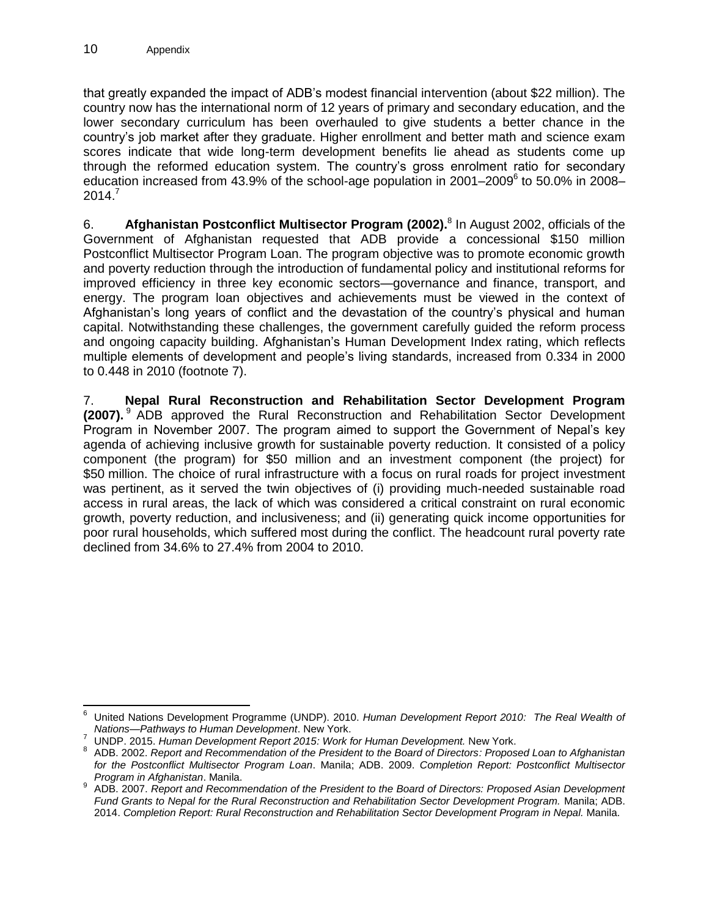that greatly expanded the impact of ADB's modest financial intervention (about $22 million). The country now has the international norm of 12 years of primary and secondary education, and the lower secondary curriculum has been overhauled to give students a better chance in the country's job market after they graduate. Higher enrollment and better math and science exam scores indicate that wide long-term development benefits lie ahead as students come up through the reformed education system. The country's gross enrolment ratio for secondary education increased from 43.9% of the school-age population in 2001–2009[6] to 50.0% in 2008–2014.[7]

6. **Afghanistan Postconflict Multisector Program (2002).**[8] In August 2002, officials of the Government of Afghanistan requested that ADB provide a concessional $150 million Postconflict Multisector Program Loan. The program objective was to promote economic growth and poverty reduction through the introduction of fundamental policy and institutional reforms for improved efficiency in three key economic sectors—governance and finance, transport, and energy. The program loan objectives and achievements must be viewed in the context of Afghanistan's long years of conflict and the devastation of the country's physical and human capital. Notwithstanding these challenges, the government carefully guided the reform process and ongoing capacity building. Afghanistan's Human Development Index rating, which reflects multiple elements of development and people's living standards, increased from 0.334 in 2000 to 0.448 in 2010 (footnote 7).

7. **Nepal Rural Reconstruction and Rehabilitation Sector Development Program (2007).**[9] ADB approved the Rural Reconstruction and Rehabilitation Sector Development Program in November 2007. The program aimed to support the Government of Nepal's key agenda of achieving inclusive growth for sustainable poverty reduction. It consisted of a policy component (the program) for $50 million and an investment component (the project) for $50 million. The choice of rural infrastructure with a focus on rural roads for project investment was pertinent, as it served the twin objectives of (i) providing much-needed sustainable road access in rural areas, the lack of which was considered a critical constraint on rural economic growth, poverty reduction, and inclusiveness; and (ii) generating quick income opportunities for poor rural households, which suffered most during the conflict. The headcount rural poverty rate declined from 34.6% to 27.4% from 2004 to 2010.

---

[6] United Nations Development Programme (UNDP). 2010. *Human Development Report 2010: The Real Wealth of Nations—Pathways to Human Development*. New York.

[7] UNDP. 2015. *Human Development Report 2015: Work for Human Development.* New York.

[8] ADB. 2002. *Report and Recommendation of the President to the Board of Directors: Proposed Loan to Afghanistan for the Postconflict Multisector Program Loan*. Manila; ADB. 2009. *Completion Report: Postconflict Multisector Program in Afghanistan*. Manila.

[9] ADB. 2007. *Report and Recommendation of the President to the Board of Directors: Proposed Asian Development Fund Grants to Nepal for the Rural Reconstruction and Rehabilitation Sector Development Program.* Manila; ADB. 2014. *Completion Report: Rural Reconstruction and Rehabilitation Sector Development Program in Nepal.* Manila.